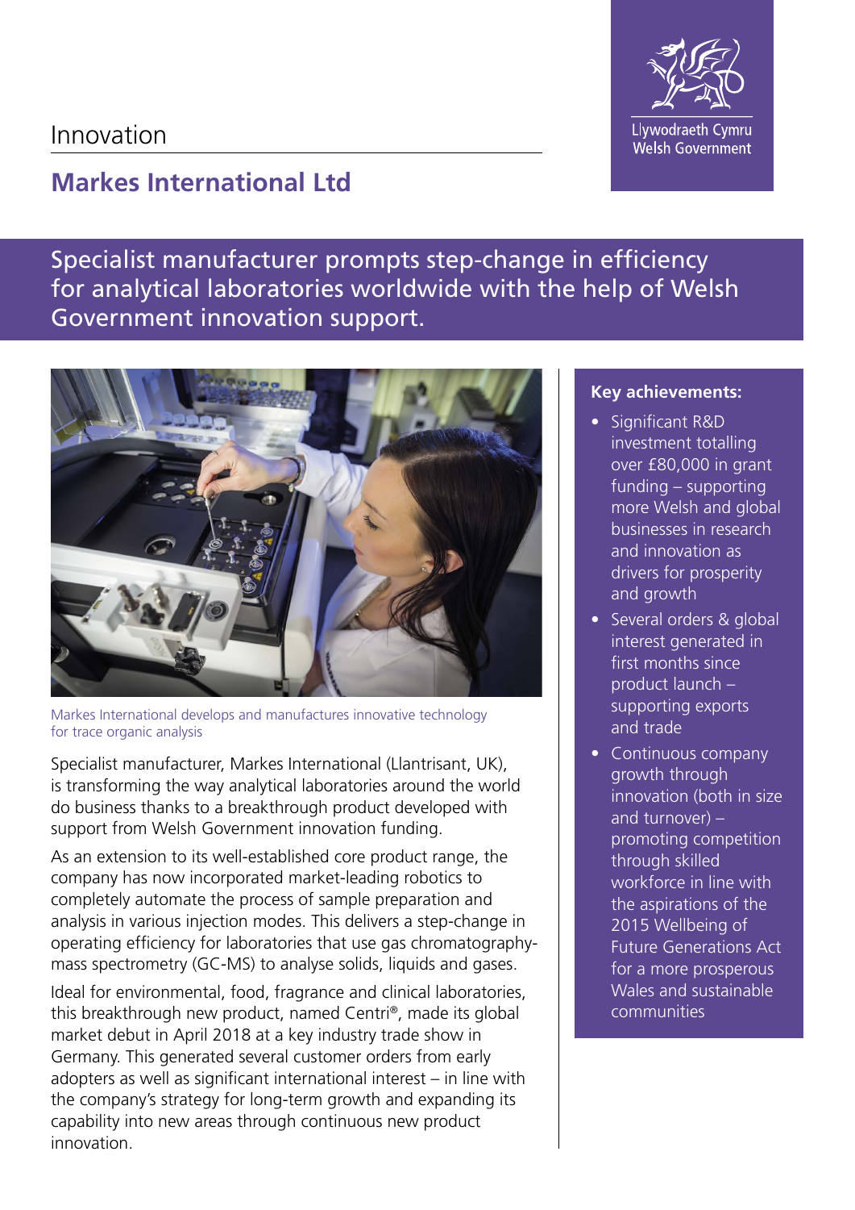Innovation

# Markes International Ltd

Llywodraeth Cymru
Welsh Government

## Specialist manufacturer prompts step-change in efficiency for analytical laboratories worldwide with the help of Welsh Government innovation support.

Markes International develops and manufactures innovative technology for trace organic analysis

Specialist manufacturer, Markes International (Llantrisant, UK), is transforming the way analytical laboratories around the world do business thanks to a breakthrough product developed with support from Welsh Government innovation funding.

As an extension to its well-established core product range, the company has now incorporated market-leading robotics to completely automate the process of sample preparation and analysis in various injection modes. This delivers a step-change in operating efficiency for laboratories that use gas chromatography-mass spectrometry (GC-MS) to analyse solids, liquids and gases.

Ideal for environmental, food, fragrance and clinical laboratories, this breakthrough new product, named Centri®, made its global market debut in April 2018 at a key industry trade show in Germany. This generated several customer orders from early adopters as well as significant international interest – in line with the company's strategy for long-term growth and expanding its capability into new areas through continuous new product innovation.

**Key achievements:**

- Significant R&D investment totalling over £80,000 in grant funding – supporting more Welsh and global businesses in research and innovation as drivers for prosperity and growth
- Several orders & global interest generated in first months since product launch – supporting exports and trade
- Continuous company growth through innovation (both in size and turnover) – promoting competition through skilled workforce in line with the aspirations of the 2015 Wellbeing of Future Generations Act for a more prosperous Wales and sustainable communities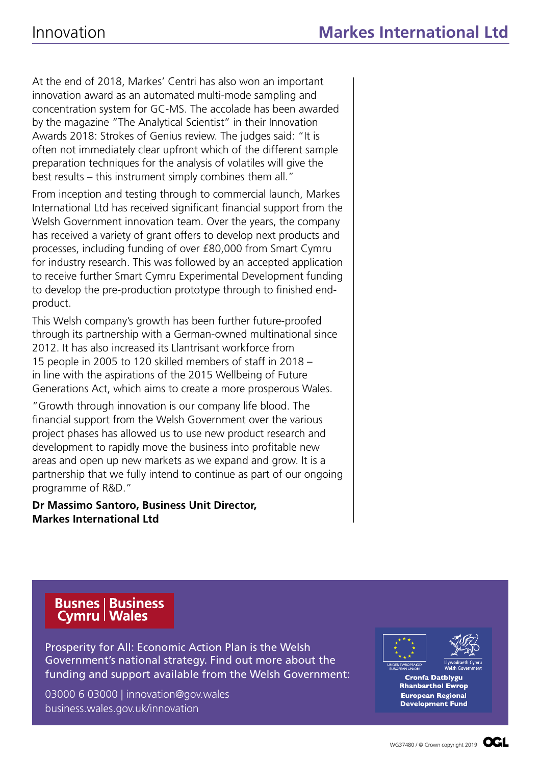At the end of 2018, Markes' Centri has also won an important innovation award as an automated multi-mode sampling and concentration system for GC-MS. The accolade has been awarded by the magazine "The Analytical Scientist" in their Innovation Awards 2018: Strokes of Genius review. The judges said: "It is often not immediately clear upfront which of the different sample preparation techniques for the analysis of volatiles will give the best results – this instrument simply combines them all."

From inception and testing through to commercial launch, Markes International Ltd has received significant financial support from the Welsh Government innovation team. Over the years, the company has received a variety of grant offers to develop next products and processes, including funding of over £80,000 from Smart Cymru for industry research. This was followed by an accepted application to receive further Smart Cymru Experimental Development funding to develop the pre-production prototype through to finished end-product.

This Welsh company's growth has been further future-proofed through its partnership with a German-owned multinational since 2012. It has also increased its Llantrisant workforce from 15 people in 2005 to 120 skilled members of staff in 2018 – in line with the aspirations of the 2015 Wellbeing of Future Generations Act, which aims to create a more prosperous Wales.

"Growth through innovation is our company life blood. The financial support from the Welsh Government over the various project phases has allowed us to use new product research and development to rapidly move the business into profitable new areas and open up new markets as we expand and grow. It is a partnership that we fully intend to continue as part of our ongoing programme of R&D."

**Dr Massimo Santoro, Business Unit Director, Markes International Ltd**

Busnes Cymru | Business Wales

Prosperity for All: Economic Action Plan is the Welsh Government's national strategy. Find out more about the funding and support available from the Welsh Government:

03000 6 03000 | innovation@gov.wales
business.wales.gov.uk/innovation

Undeb Ewropeaidd European Union | Llywodraeth Cymru Welsh Government

**Cronfa Datblygu Rhanbarthol Ewrop**
**European Regional Development Fund**

WG37480 / © Crown copyright 2019